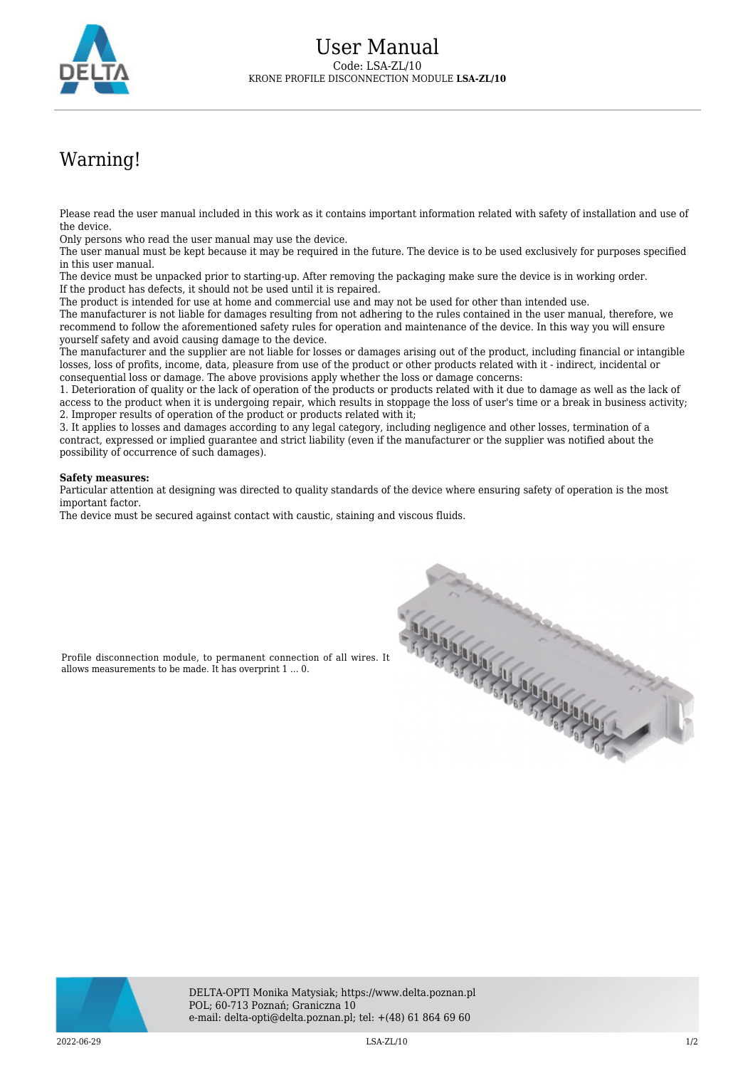# User Manual

Code: LSA-ZL/10

KRONE PROFILE DISCONNECTION MODULE **LSA-ZL/10**

## Warning!

Please read the user manual included in this work as it contains important information related with safety of installation and use of the device.
Only persons who read the user manual may use the device.
The user manual must be kept because it may be required in the future. The device is to be used exclusively for purposes specified in this user manual.
The device must be unpacked prior to starting-up. After removing the packaging make sure the device is in working order.
If the product has defects, it should not be used until it is repaired.
The product is intended for use at home and commercial use and may not be used for other than intended use.
The manufacturer is not liable for damages resulting from not adhering to the rules contained in the user manual, therefore, we recommend to follow the aforementioned safety rules for operation and maintenance of the device. In this way you will ensure yourself safety and avoid causing damage to the device.
The manufacturer and the supplier are not liable for losses or damages arising out of the product, including financial or intangible losses, loss of profits, income, data, pleasure from use of the product or other products related with it - indirect, incidental or consequential loss or damage. The above provisions apply whether the loss or damage concerns:
1. Deterioration of quality or the lack of operation of the products or products related with it due to damage as well as the lack of access to the product when it is undergoing repair, which results in stoppage the loss of user's time or a break in business activity;
2. Improper results of operation of the product or products related with it;
3. It applies to losses and damages according to any legal category, including negligence and other losses, termination of a contract, expressed or implied guarantee and strict liability (even if the manufacturer or the supplier was notified about the possibility of occurrence of such damages).

**Safety measures:**
Particular attention at designing was directed to quality standards of the device where ensuring safety of operation is the most important factor.
The device must be secured against contact with caustic, staining and viscous fluids.

Profile disconnection module, to permanent connection of all wires. It allows measurements to be made. It has overprint 1 ... 0.

DELTA-OPTI Monika Matysiak; https://www.delta.poznan.pl
POL; 60-713 Poznań; Graniczna 10
e-mail: delta-opti@delta.poznan.pl; tel: +(48) 61 864 69 60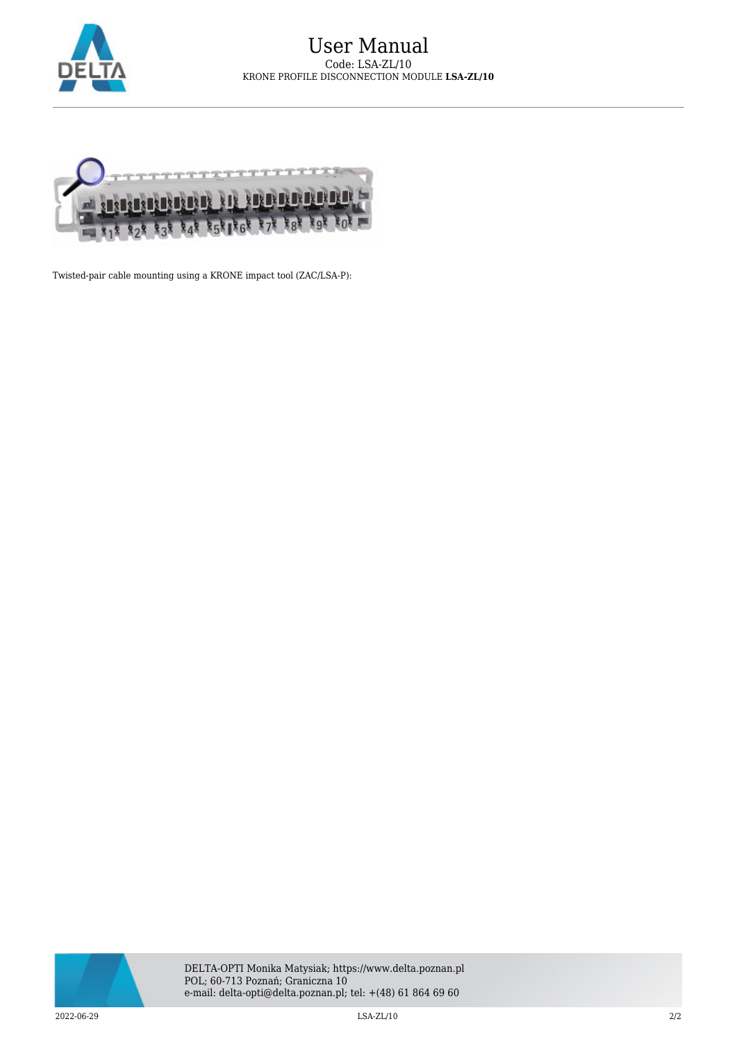Twisted-pair cable mounting using a KRONE impact tool (ZAC/LSA-P):